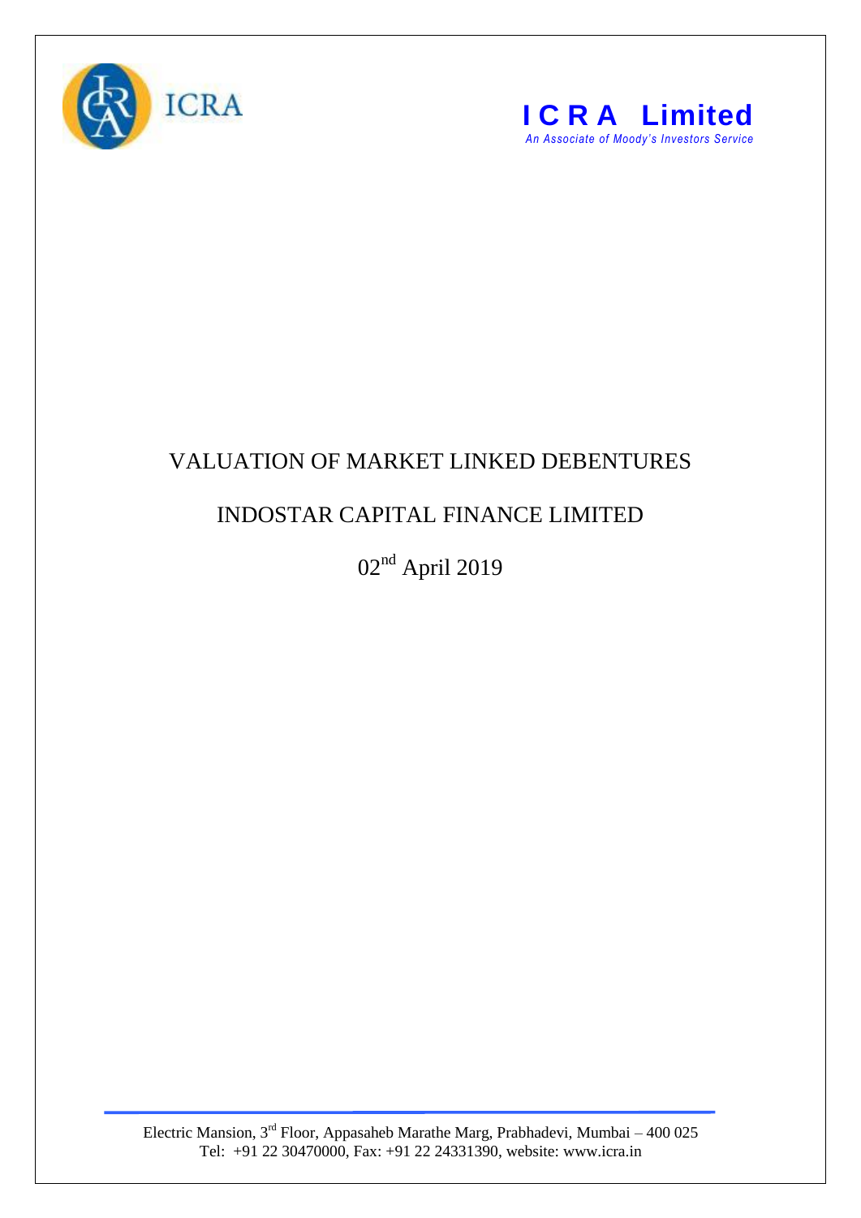ICRA

**ICRA Limited**

*An Associate of Moody's Investors Service*

# VALUATION OF MARKET LINKED DEBENTURES

# INDOSTAR CAPITAL FINANCE LIMITED

## 02nd April 2019

Electric Mansion, 3rd Floor, Appasaheb Marathe Marg, Prabhadevi, Mumbai – 400 025
Tel: +91 22 30470000, Fax: +91 22 24331390, website: www.icra.in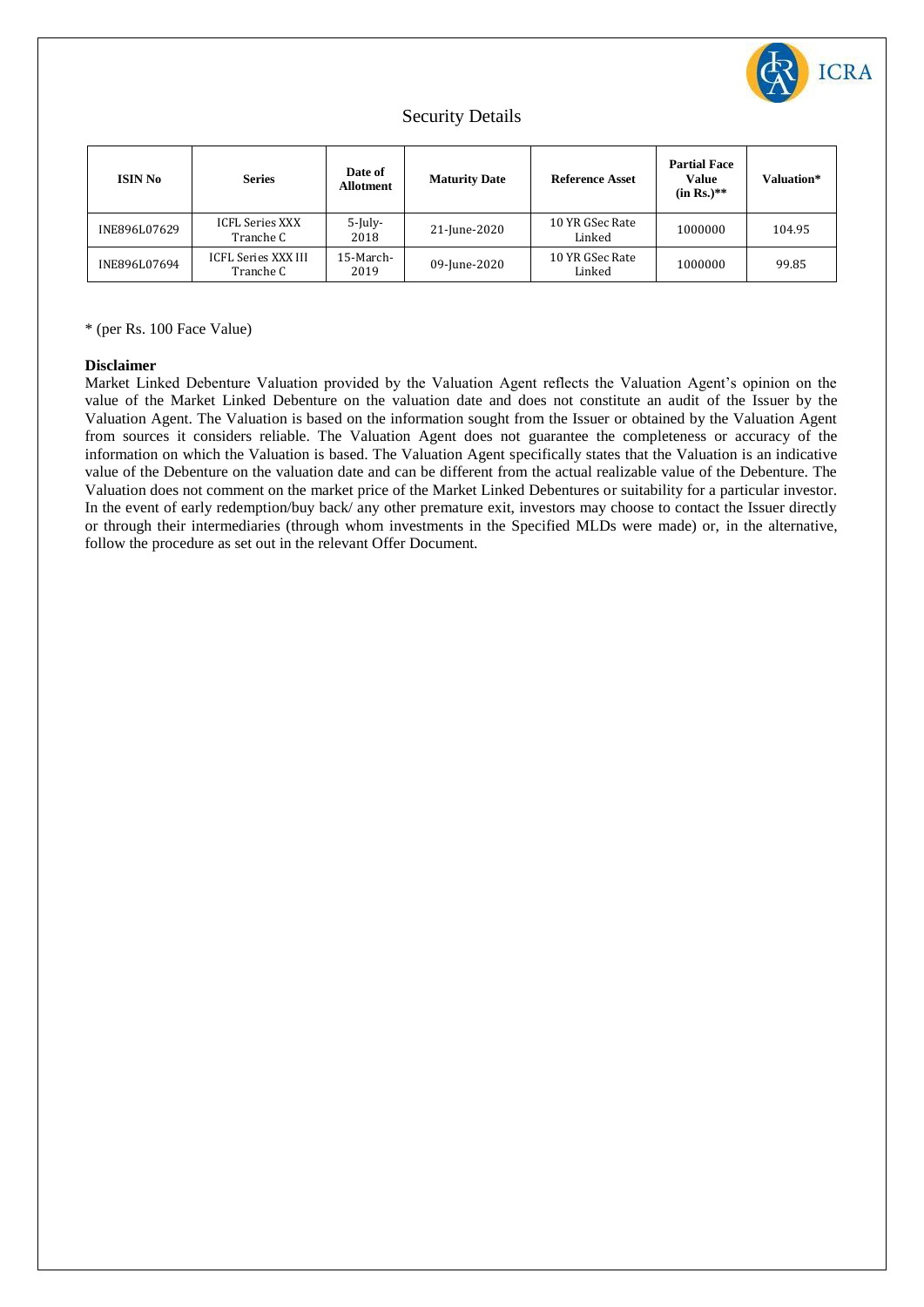## Security Details

| ISIN No | Series | Date of Allotment | Maturity Date | Reference Asset | Partial Face Value (in Rs.)** | Valuation* |
|---|---|---|---|---|---|---|
| INE896L07629 | ICFL Series XXX Tranche C | 5-July-2018 | 21-June-2020 | 10 YR GSec Rate Linked | 1000000 | 104.95 |
| INE896L07694 | ICFL Series XXX III Tranche C | 15-March-2019 | 09-June-2020 | 10 YR GSec Rate Linked | 1000000 | 99.85 |

* (per Rs. 100 Face Value)

**Disclaimer**

Market Linked Debenture Valuation provided by the Valuation Agent reflects the Valuation Agent's opinion on the value of the Market Linked Debenture on the valuation date and does not constitute an audit of the Issuer by the Valuation Agent. The Valuation is based on the information sought from the Issuer or obtained by the Valuation Agent from sources it considers reliable. The Valuation Agent does not guarantee the completeness or accuracy of the information on which the Valuation is based. The Valuation Agent specifically states that the Valuation is an indicative value of the Debenture on the valuation date and can be different from the actual realizable value of the Debenture. The Valuation does not comment on the market price of the Market Linked Debentures or suitability for a particular investor. In the event of early redemption/buy back/ any other premature exit, investors may choose to contact the Issuer directly or through their intermediaries (through whom investments in the Specified MLDs were made) or, in the alternative, follow the procedure as set out in the relevant Offer Document.